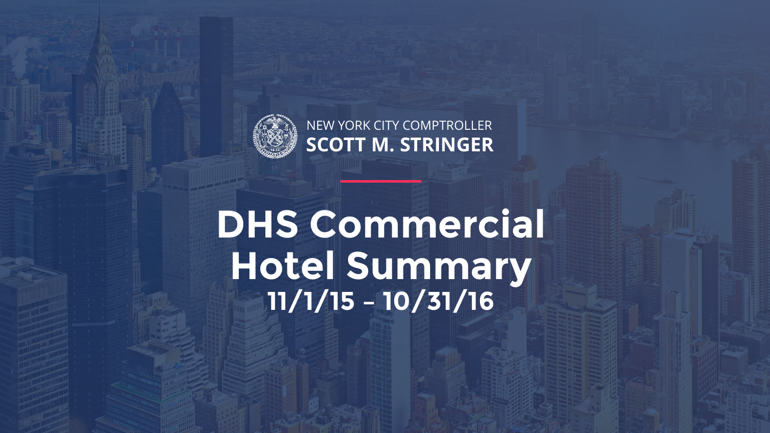NEW YORK CITY COMPTROLLER

**SCOTT M. STRINGER**

# DHS Commercial Hotel Summary

## 11/1/15 – 10/31/16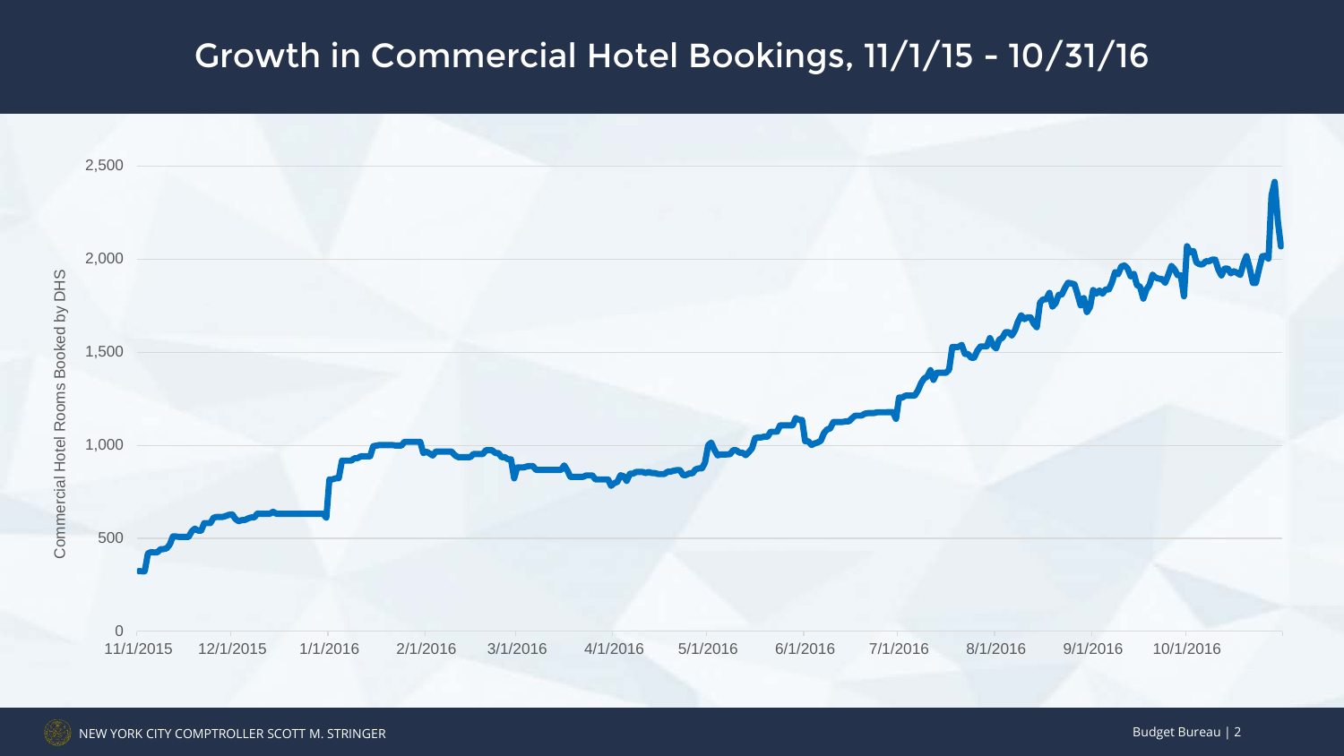# Growth in Commercial Hotel Bookings, 11/1/15 - 10/31/16

Commercial Hotel Rooms Booked by DHS

2,500

2,000

1,500

1,000

500

0

11/1/2015 12/1/2015 1/1/2016 2/1/2016 3/1/2016 4/1/2016 5/1/2016 6/1/2016 7/1/2016 8/1/2016 9/1/2016 10/1/2016

NEW YORK CITY COMPTROLLER SCOTT M. STRINGER

Budget Bureau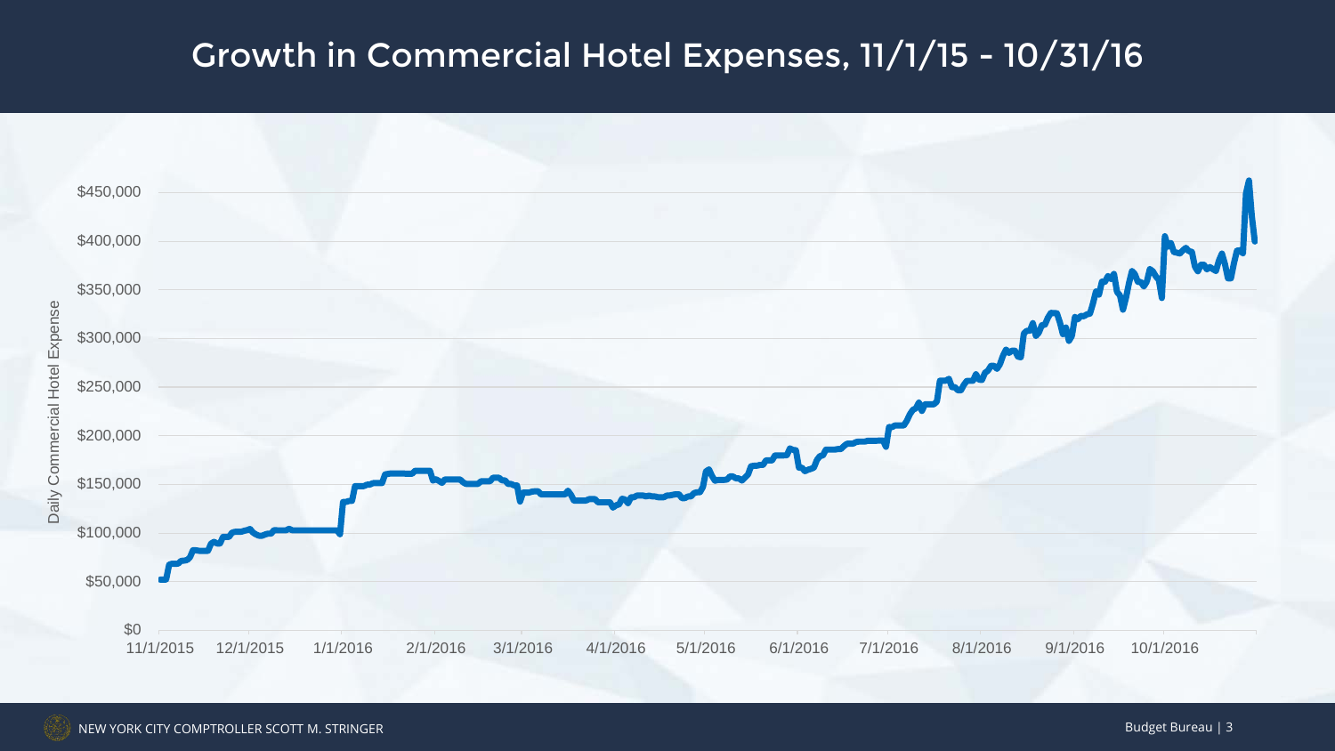# Growth in Commercial Hotel Expenses, 11/1/15 - 10/31/16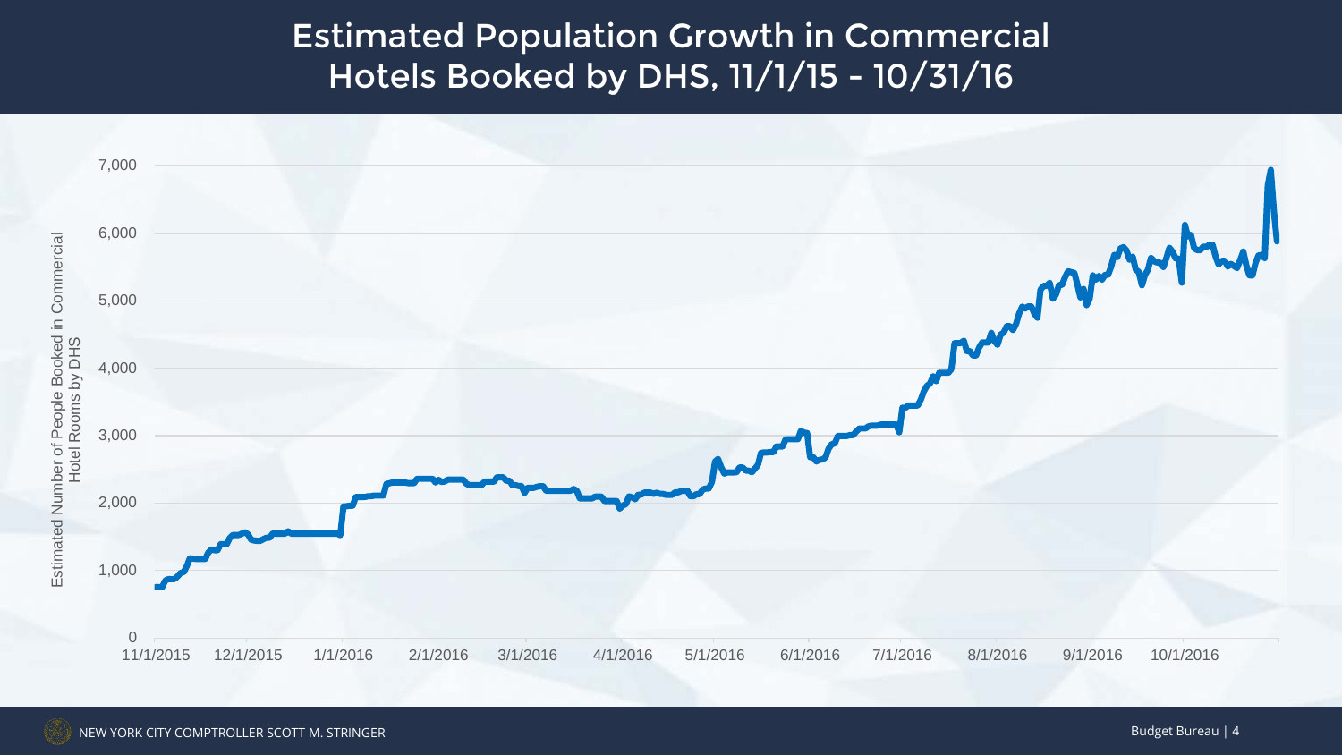# Estimated Population Growth in Commercial Hotels Booked by DHS, 11/1/15 - 10/31/16

Estimated Number of People Booked in Commercial Hotel Rooms by DHS

7,000
6,000
5,000
4,000
3,000
2,000
1,000
0

11/1/2015 12/1/2015 1/1/2016 2/1/2016 3/1/2016 4/1/2016 5/1/2016 6/1/2016 7/1/2016 8/1/2016 9/1/2016 10/1/2016

NEW YORK CITY COMPTROLLER SCOTT M. STRINGER

Budget Bureau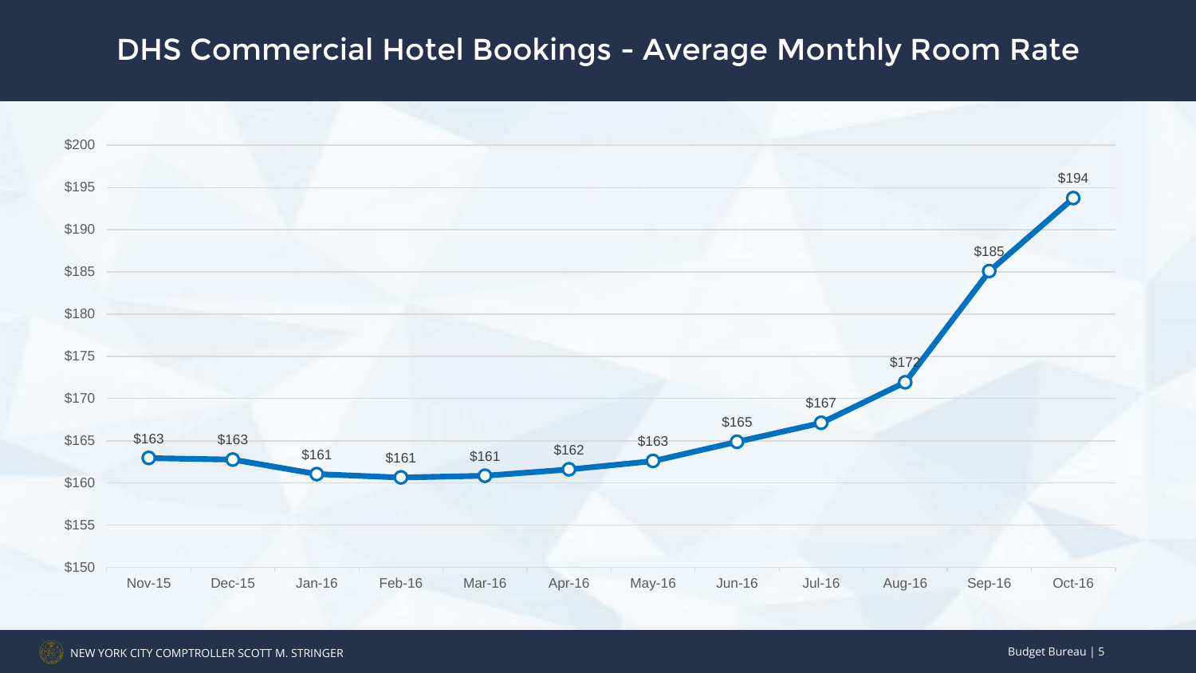# DHS Commercial Hotel Bookings - Average Monthly Room Rate

| Month | Average Monthly Room Rate |
| --- | --- |
| Nov-15 | $163 |
| Dec-15 | $163 |
| Jan-16 | $161 |
| Feb-16 | $161 |
| Mar-16 | $161 |
| Apr-16 | $162 |
| May-16 | $163 |
| Jun-16 | $165 |
| Jul-16 | $167 |
| Aug-16 | $172 |
| Sep-16 | $185 |
| Oct-16 | $194 |

NEW YORK CITY COMPTROLLER SCOTT M. STRINGER

Budget Bureau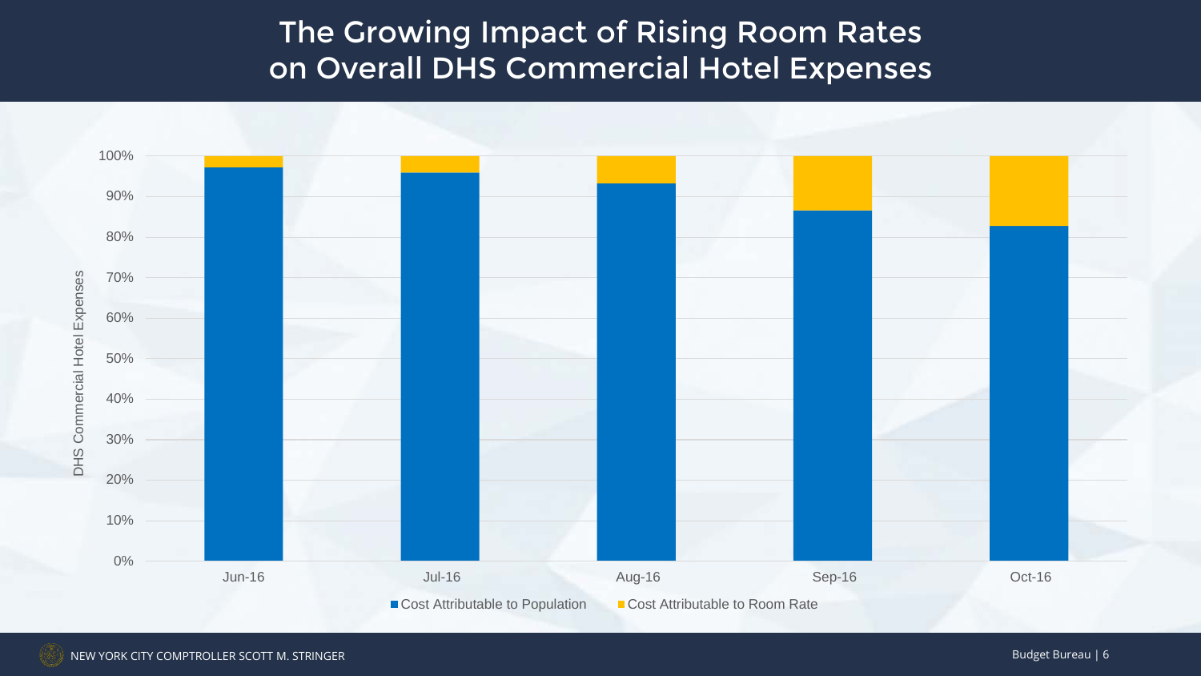# The Growing Impact of Rising Room Rates on Overall DHS Commercial Hotel Expenses

DHS Commercial Hotel Expenses

100%
90%
80%
70%
60%
50%
40%
30%
20%
10%
0%

Jun-16 | Jul-16 | Aug-16 | Sep-16 | Oct-16

■ Cost Attributable to Population ■ Cost Attributable to Room Rate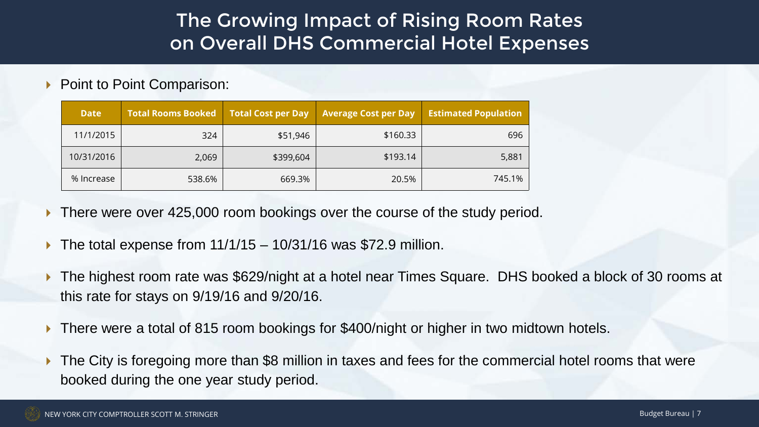# The Growing Impact of Rising Room Rates on Overall DHS Commercial Hotel Expenses

- Point to Point Comparison:

| Date | Total Rooms Booked | Total Cost per Day | Average Cost per Day | Estimated Population |
|---|---|---|---|---|
| 11/1/2015 | 324 | $51,946 | $160.33 | 696 |
| 10/31/2016 | 2,069 | $399,604 | $193.14 | 5,881 |
| % Increase | 538.6% | 669.3% | 20.5% | 745.1% |

- There were over 425,000 room bookings over the course of the study period.
- The total expense from 11/1/15 – 10/31/16 was $72.9 million.
- The highest room rate was $629/night at a hotel near Times Square. DHS booked a block of 30 rooms at this rate for stays on 9/19/16 and 9/20/16.
- There were a total of 815 room bookings for $400/night or higher in two midtown hotels.
- The City is foregoing more than $8 million in taxes and fees for the commercial hotel rooms that were booked during the one year study period.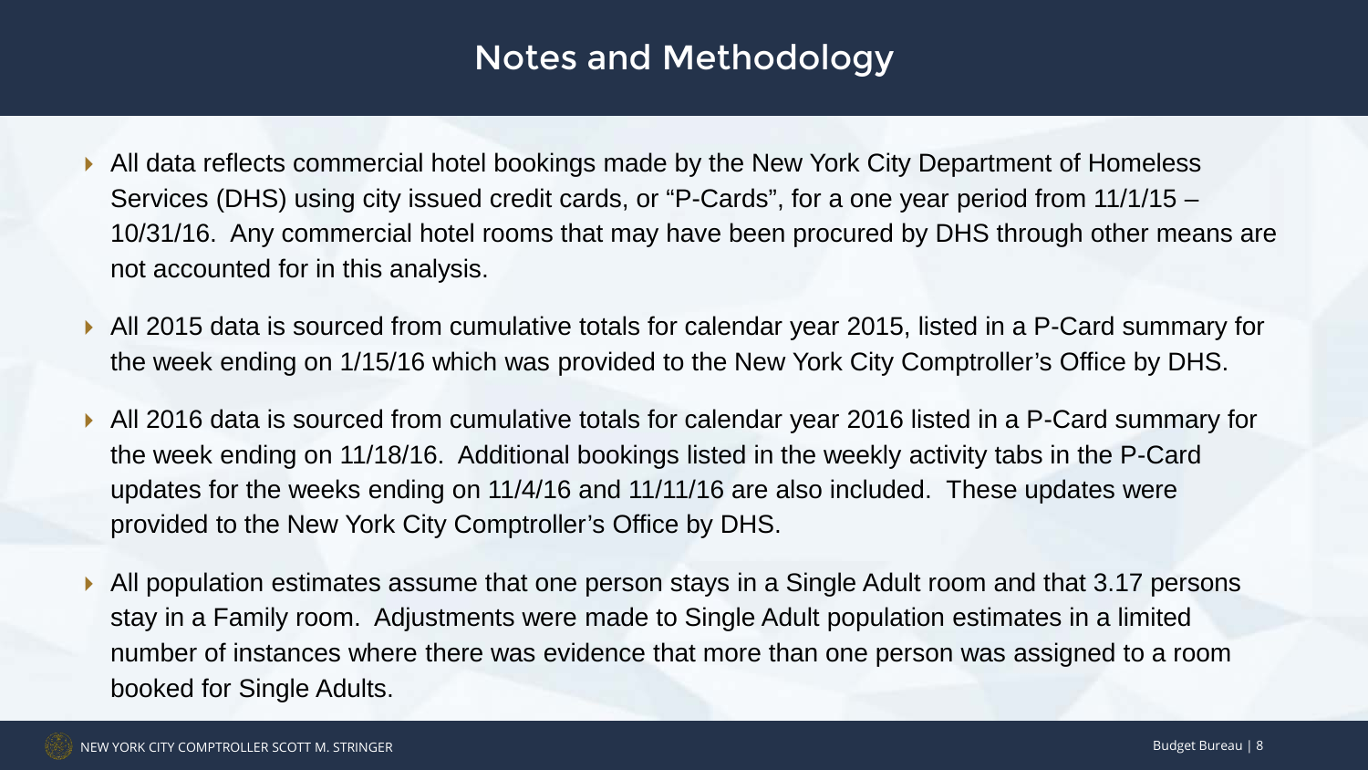# Notes and Methodology

- All data reflects commercial hotel bookings made by the New York City Department of Homeless Services (DHS) using city issued credit cards, or "P-Cards", for a one year period from 11/1/15 – 10/31/16. Any commercial hotel rooms that may have been procured by DHS through other means are not accounted for in this analysis.
- All 2015 data is sourced from cumulative totals for calendar year 2015, listed in a P-Card summary for the week ending on 1/15/16 which was provided to the New York City Comptroller's Office by DHS.
- All 2016 data is sourced from cumulative totals for calendar year 2016 listed in a P-Card summary for the week ending on 11/18/16. Additional bookings listed in the weekly activity tabs in the P-Card updates for the weeks ending on 11/4/16 and 11/11/16 are also included. These updates were provided to the New York City Comptroller's Office by DHS.
- All population estimates assume that one person stays in a Single Adult room and that 3.17 persons stay in a Family room. Adjustments were made to Single Adult population estimates in a limited number of instances where there was evidence that more than one person was assigned to a room booked for Single Adults.